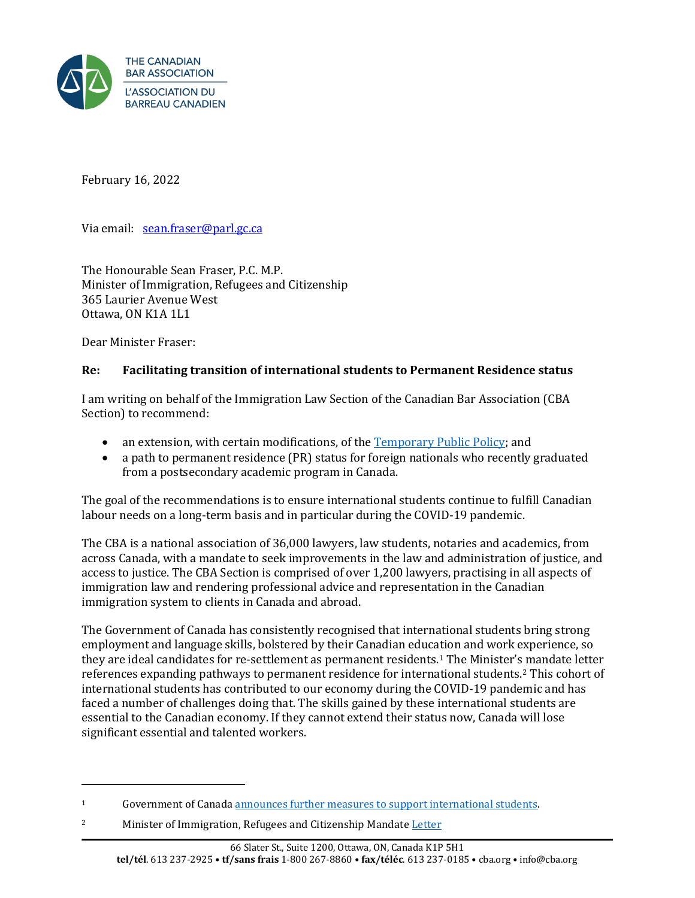THE CANADIAN BAR ASSOCIATION
L'ASSOCIATION DU BARREAU CANADIEN

February 16, 2022

Via email: sean.fraser@parl.gc.ca

The Honourable Sean Fraser, P.C. M.P.
Minister of Immigration, Refugees and Citizenship
365 Laurier Avenue West
Ottawa, ON K1A 1L1

Dear Minister Fraser:

**Re: Facilitating transition of international students to Permanent Residence status**

I am writing on behalf of the Immigration Law Section of the Canadian Bar Association (CBA Section) to recommend:

- an extension, with certain modifications, of the Temporary Public Policy; and
- a path to permanent residence (PR) status for foreign nationals who recently graduated from a postsecondary academic program in Canada.

The goal of the recommendations is to ensure international students continue to fulfill Canadian labour needs on a long-term basis and in particular during the COVID-19 pandemic.

The CBA is a national association of 36,000 lawyers, law students, notaries and academics, from across Canada, with a mandate to seek improvements in the law and administration of justice, and access to justice. The CBA Section is comprised of over 1,200 lawyers, practising in all aspects of immigration law and rendering professional advice and representation in the Canadian immigration system to clients in Canada and abroad.

The Government of Canada has consistently recognised that international students bring strong employment and language skills, bolstered by their Canadian education and work experience, so they are ideal candidates for re-settlement as permanent residents.[1] The Minister's mandate letter references expanding pathways to permanent residence for international students.[2] This cohort of international students has contributed to our economy during the COVID-19 pandemic and has faced a number of challenges doing that. The skills gained by these international students are essential to the Canadian economy. If they cannot extend their status now, Canada will lose significant essential and talented workers.

---

[1] Government of Canada announces further measures to support international students.

[2] Minister of Immigration, Refugees and Citizenship Mandate Letter

66 Slater St., Suite 1200, Ottawa, ON, Canada K1P 5H1
**tel/tél**. 613 237-2925 • **tf/sans frais** 1-800 267-8860 • **fax/téléc**. 613 237-0185 • cba.org • info@cba.org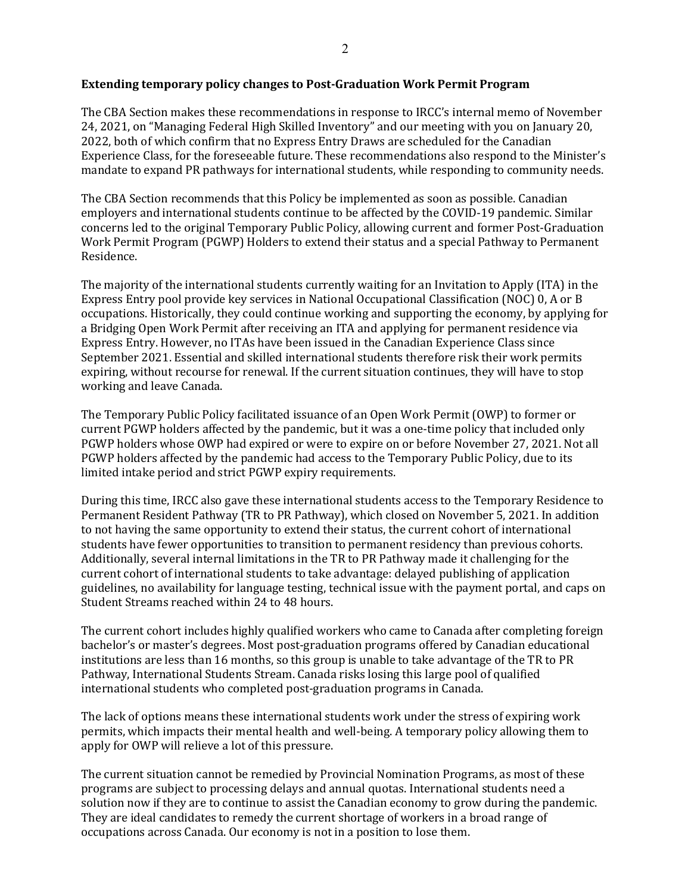**Extending temporary policy changes to Post-Graduation Work Permit Program**

The CBA Section makes these recommendations in response to IRCC's internal memo of November 24, 2021, on "Managing Federal High Skilled Inventory" and our meeting with you on January 20, 2022, both of which confirm that no Express Entry Draws are scheduled for the Canadian Experience Class, for the foreseeable future. These recommendations also respond to the Minister's mandate to expand PR pathways for international students, while responding to community needs.

The CBA Section recommends that this Policy be implemented as soon as possible. Canadian employers and international students continue to be affected by the COVID-19 pandemic. Similar concerns led to the original Temporary Public Policy, allowing current and former Post-Graduation Work Permit Program (PGWP) Holders to extend their status and a special Pathway to Permanent Residence.

The majority of the international students currently waiting for an Invitation to Apply (ITA) in the Express Entry pool provide key services in National Occupational Classification (NOC) 0, A or B occupations. Historically, they could continue working and supporting the economy, by applying for a Bridging Open Work Permit after receiving an ITA and applying for permanent residence via Express Entry. However, no ITAs have been issued in the Canadian Experience Class since September 2021. Essential and skilled international students therefore risk their work permits expiring, without recourse for renewal. If the current situation continues, they will have to stop working and leave Canada.

The Temporary Public Policy facilitated issuance of an Open Work Permit (OWP) to former or current PGWP holders affected by the pandemic, but it was a one-time policy that included only PGWP holders whose OWP had expired or were to expire on or before November 27, 2021. Not all PGWP holders affected by the pandemic had access to the Temporary Public Policy, due to its limited intake period and strict PGWP expiry requirements.

During this time, IRCC also gave these international students access to the Temporary Residence to Permanent Resident Pathway (TR to PR Pathway), which closed on November 5, 2021. In addition to not having the same opportunity to extend their status, the current cohort of international students have fewer opportunities to transition to permanent residency than previous cohorts. Additionally, several internal limitations in the TR to PR Pathway made it challenging for the current cohort of international students to take advantage: delayed publishing of application guidelines, no availability for language testing, technical issue with the payment portal, and caps on Student Streams reached within 24 to 48 hours.

The current cohort includes highly qualified workers who came to Canada after completing foreign bachelor's or master's degrees. Most post-graduation programs offered by Canadian educational institutions are less than 16 months, so this group is unable to take advantage of the TR to PR Pathway, International Students Stream. Canada risks losing this large pool of qualified international students who completed post-graduation programs in Canada.

The lack of options means these international students work under the stress of expiring work permits, which impacts their mental health and well-being. A temporary policy allowing them to apply for OWP will relieve a lot of this pressure.

The current situation cannot be remedied by Provincial Nomination Programs, as most of these programs are subject to processing delays and annual quotas. International students need a solution now if they are to continue to assist the Canadian economy to grow during the pandemic. They are ideal candidates to remedy the current shortage of workers in a broad range of occupations across Canada. Our economy is not in a position to lose them.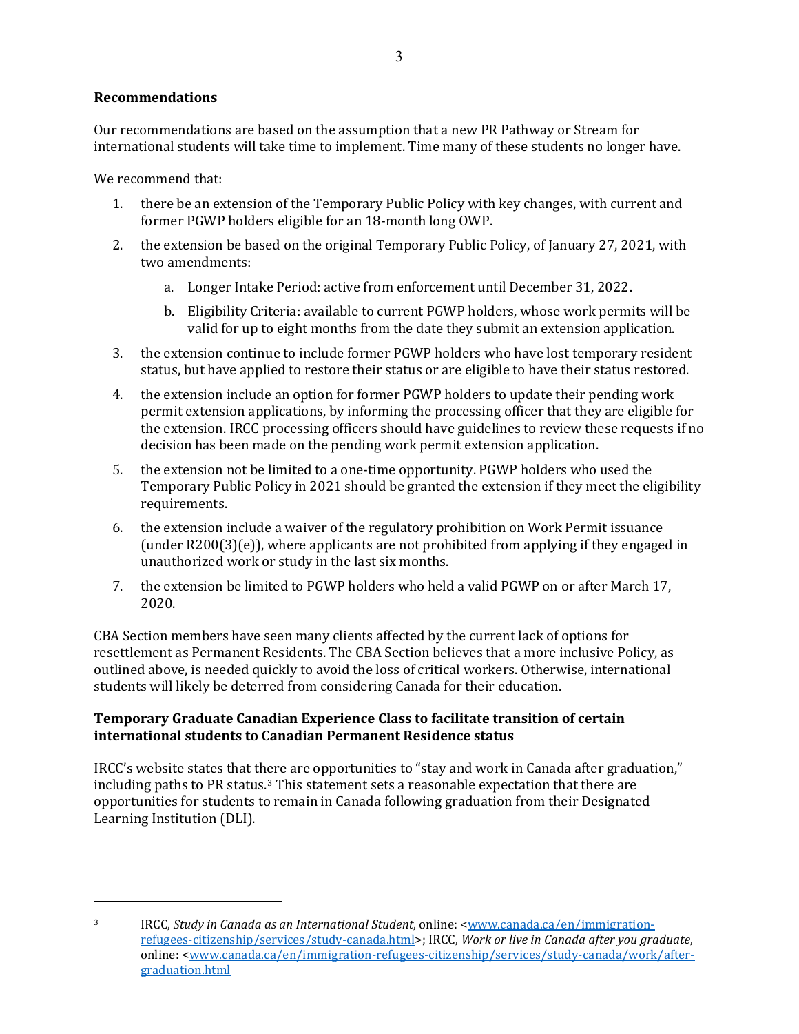**Recommendations**

Our recommendations are based on the assumption that a new PR Pathway or Stream for international students will take time to implement. Time many of these students no longer have.

We recommend that:

1. there be an extension of the Temporary Public Policy with key changes, with current and former PGWP holders eligible for an 18-month long OWP.
2. the extension be based on the original Temporary Public Policy, of January 27, 2021, with two amendments:
    a. Longer Intake Period: active from enforcement until December 31, 2022**.**
    b. Eligibility Criteria: available to current PGWP holders, whose work permits will be valid for up to eight months from the date they submit an extension application.
3. the extension continue to include former PGWP holders who have lost temporary resident status, but have applied to restore their status or are eligible to have their status restored.
4. the extension include an option for former PGWP holders to update their pending work permit extension applications, by informing the processing officer that they are eligible for the extension. IRCC processing officers should have guidelines to review these requests if no decision has been made on the pending work permit extension application.
5. the extension not be limited to a one-time opportunity. PGWP holders who used the Temporary Public Policy in 2021 should be granted the extension if they meet the eligibility requirements.
6. the extension include a waiver of the regulatory prohibition on Work Permit issuance (under R200(3)(e)), where applicants are not prohibited from applying if they engaged in unauthorized work or study in the last six months.
7. the extension be limited to PGWP holders who held a valid PGWP on or after March 17, 2020.

CBA Section members have seen many clients affected by the current lack of options for resettlement as Permanent Residents. The CBA Section believes that a more inclusive Policy, as outlined above, is needed quickly to avoid the loss of critical workers. Otherwise, international students will likely be deterred from considering Canada for their education.

**Temporary Graduate Canadian Experience Class to facilitate transition of certain international students to Canadian Permanent Residence status**

IRCC's website states that there are opportunities to "stay and work in Canada after graduation," including paths to PR status.[3] This statement sets a reasonable expectation that there are opportunities for students to remain in Canada following graduation from their Designated Learning Institution (DLI).

---

[3] IRCC, *Study in Canada as an International Student*, online: <www.canada.ca/en/immigration-refugees-citizenship/services/study-canada.html>; IRCC, *Work or live in Canada after you graduate*, online: <www.canada.ca/en/immigration-refugees-citizenship/services/study-canada/work/after-graduation.html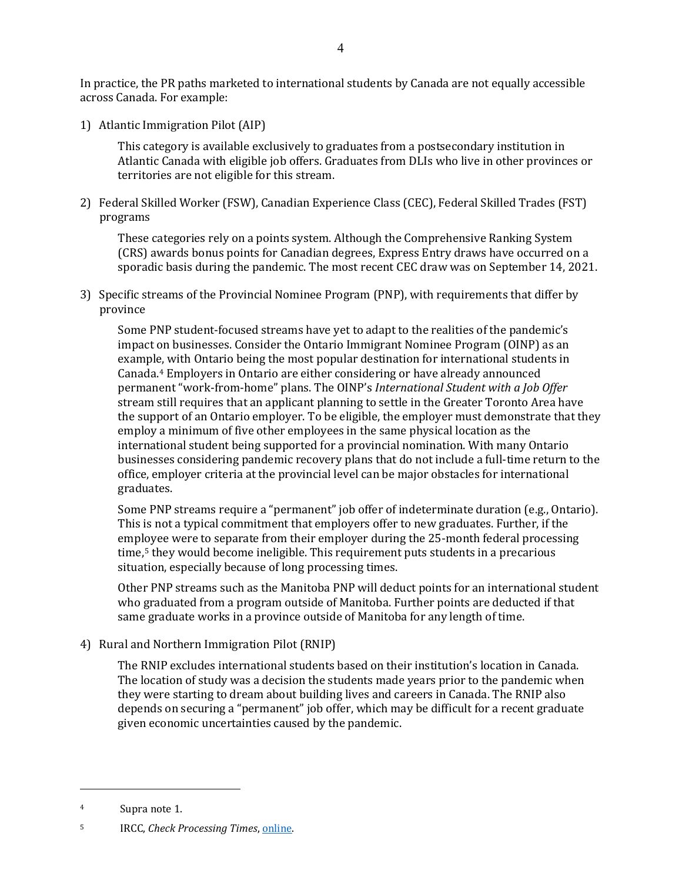In practice, the PR paths marketed to international students by Canada are not equally accessible across Canada. For example:

1) Atlantic Immigration Pilot (AIP)

   This category is available exclusively to graduates from a postsecondary institution in Atlantic Canada with eligible job offers. Graduates from DLIs who live in other provinces or territories are not eligible for this stream.

2) Federal Skilled Worker (FSW), Canadian Experience Class (CEC), Federal Skilled Trades (FST) programs

   These categories rely on a points system. Although the Comprehensive Ranking System (CRS) awards bonus points for Canadian degrees, Express Entry draws have occurred on a sporadic basis during the pandemic. The most recent CEC draw was on September 14, 2021.

3) Specific streams of the Provincial Nominee Program (PNP), with requirements that differ by province

   Some PNP student-focused streams have yet to adapt to the realities of the pandemic's impact on businesses. Consider the Ontario Immigrant Nominee Program (OINP) as an example, with Ontario being the most popular destination for international students in Canada.[4] Employers in Ontario are either considering or have already announced permanent "work-from-home" plans. The OINP's *International Student with a Job Offer* stream still requires that an applicant planning to settle in the Greater Toronto Area have the support of an Ontario employer. To be eligible, the employer must demonstrate that they employ a minimum of five other employees in the same physical location as the international student being supported for a provincial nomination. With many Ontario businesses considering pandemic recovery plans that do not include a full-time return to the office, employer criteria at the provincial level can be major obstacles for international graduates.

   Some PNP streams require a "permanent" job offer of indeterminate duration (e.g., Ontario). This is not a typical commitment that employers offer to new graduates. Further, if the employee were to separate from their employer during the 25-month federal processing time,[5] they would become ineligible. This requirement puts students in a precarious situation, especially because of long processing times.

   Other PNP streams such as the Manitoba PNP will deduct points for an international student who graduated from a program outside of Manitoba. Further points are deducted if that same graduate works in a province outside of Manitoba for any length of time.

4) Rural and Northern Immigration Pilot (RNIP)

   The RNIP excludes international students based on their institution's location in Canada. The location of study was a decision the students made years prior to the pandemic when they were starting to dream about building lives and careers in Canada. The RNIP also depends on securing a "permanent" job offer, which may be difficult for a recent graduate given economic uncertainties caused by the pandemic.

---

[4] Supra note 1.

[5] IRCC, *Check Processing Times*, online.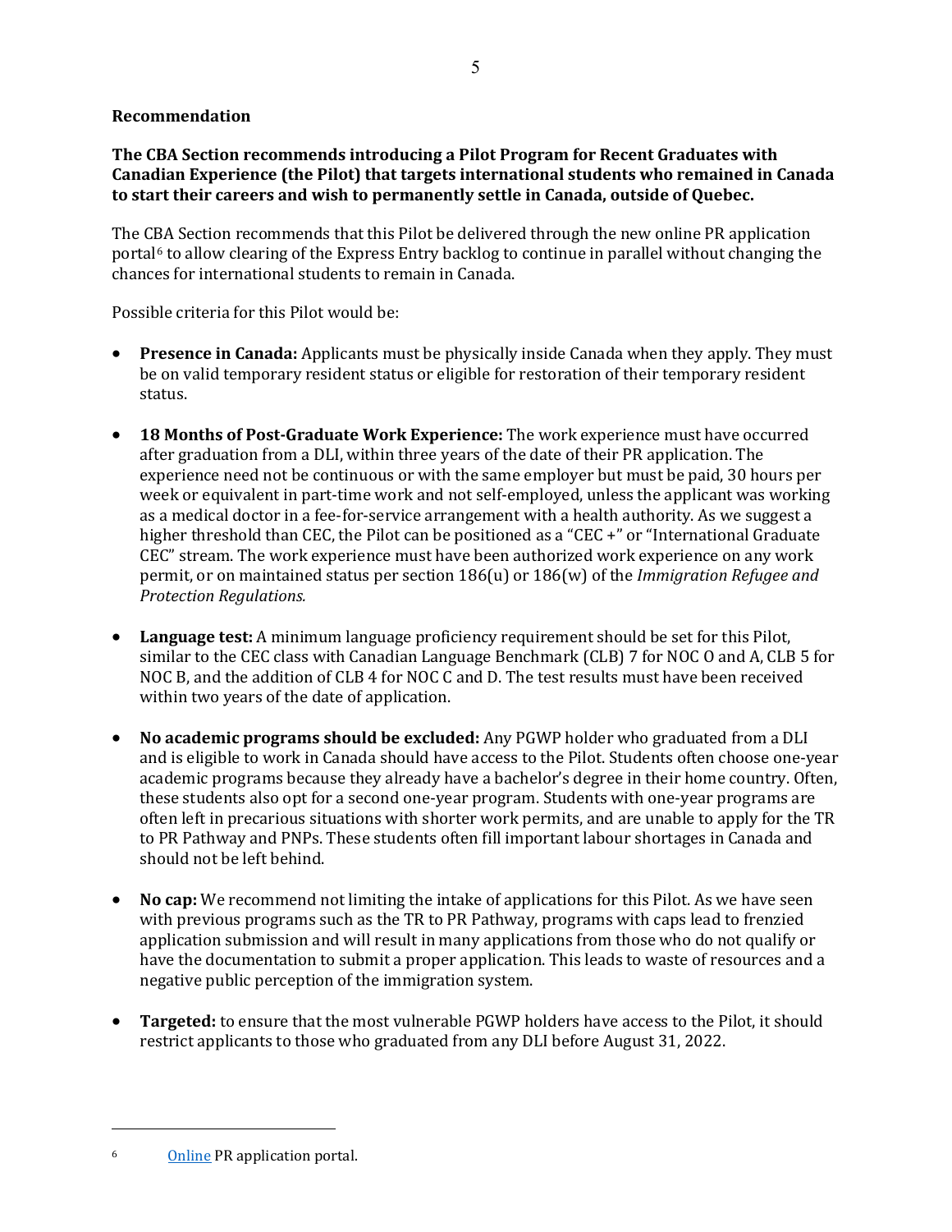**Recommendation**

**The CBA Section recommends introducing a Pilot Program for Recent Graduates with Canadian Experience (the Pilot) that targets international students who remained in Canada to start their careers and wish to permanently settle in Canada, outside of Quebec.**

The CBA Section recommends that this Pilot be delivered through the new online PR application portal[6] to allow clearing of the Express Entry backlog to continue in parallel without changing the chances for international students to remain in Canada.

Possible criteria for this Pilot would be:

- **Presence in Canada:** Applicants must be physically inside Canada when they apply. They must be on valid temporary resident status or eligible for restoration of their temporary resident status.
- **18 Months of Post-Graduate Work Experience:** The work experience must have occurred after graduation from a DLI, within three years of the date of their PR application. The experience need not be continuous or with the same employer but must be paid, 30 hours per week or equivalent in part-time work and not self-employed, unless the applicant was working as a medical doctor in a fee-for-service arrangement with a health authority. As we suggest a higher threshold than CEC, the Pilot can be positioned as a "CEC +" or "International Graduate CEC" stream. The work experience must have been authorized work experience on any work permit, or on maintained status per section 186(u) or 186(w) of the *Immigration Refugee and Protection Regulations.*
- **Language test:** A minimum language proficiency requirement should be set for this Pilot, similar to the CEC class with Canadian Language Benchmark (CLB) 7 for NOC O and A, CLB 5 for NOC B, and the addition of CLB 4 for NOC C and D. The test results must have been received within two years of the date of application.
- **No academic programs should be excluded:** Any PGWP holder who graduated from a DLI and is eligible to work in Canada should have access to the Pilot. Students often choose one-year academic programs because they already have a bachelor's degree in their home country. Often, these students also opt for a second one-year program. Students with one-year programs are often left in precarious situations with shorter work permits, and are unable to apply for the TR to PR Pathway and PNPs. These students often fill important labour shortages in Canada and should not be left behind.
- **No cap:** We recommend not limiting the intake of applications for this Pilot. As we have seen with previous programs such as the TR to PR Pathway, programs with caps lead to frenzied application submission and will result in many applications from those who do not qualify or have the documentation to submit a proper application. This leads to waste of resources and a negative public perception of the immigration system.
- **Targeted:** to ensure that the most vulnerable PGWP holders have access to the Pilot, it should restrict applicants to those who graduated from any DLI before August 31, 2022.

---

[6] Online PR application portal.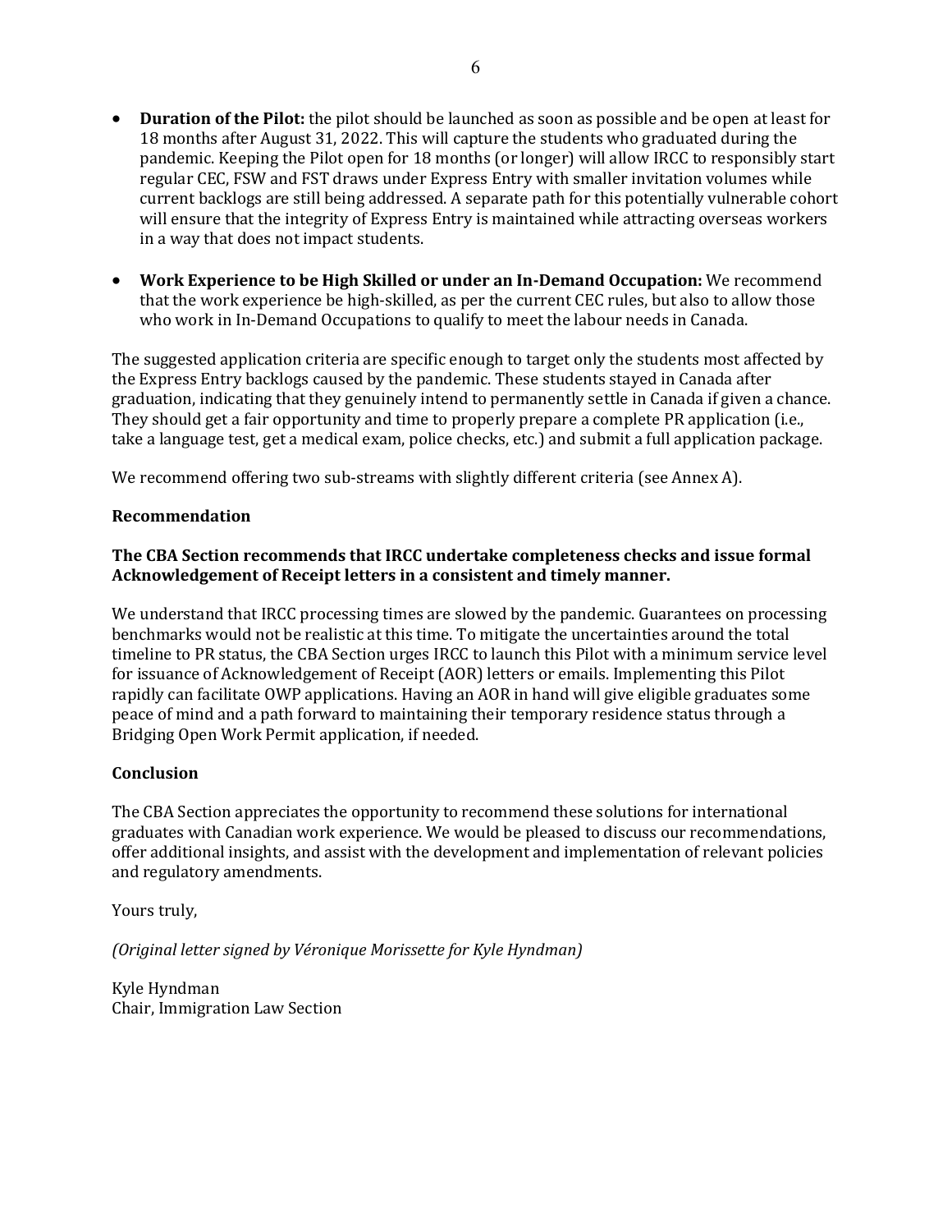- **Duration of the Pilot:** the pilot should be launched as soon as possible and be open at least for 18 months after August 31, 2022. This will capture the students who graduated during the pandemic. Keeping the Pilot open for 18 months (or longer) will allow IRCC to responsibly start regular CEC, FSW and FST draws under Express Entry with smaller invitation volumes while current backlogs are still being addressed. A separate path for this potentially vulnerable cohort will ensure that the integrity of Express Entry is maintained while attracting overseas workers in a way that does not impact students.

- **Work Experience to be High Skilled or under an In-Demand Occupation:** We recommend that the work experience be high-skilled, as per the current CEC rules, but also to allow those who work in In-Demand Occupations to qualify to meet the labour needs in Canada.

The suggested application criteria are specific enough to target only the students most affected by the Express Entry backlogs caused by the pandemic. These students stayed in Canada after graduation, indicating that they genuinely intend to permanently settle in Canada if given a chance. They should get a fair opportunity and time to properly prepare a complete PR application (i.e., take a language test, get a medical exam, police checks, etc.) and submit a full application package.

We recommend offering two sub-streams with slightly different criteria (see Annex A).

**Recommendation**

**The CBA Section recommends that IRCC undertake completeness checks and issue formal Acknowledgement of Receipt letters in a consistent and timely manner.**

We understand that IRCC processing times are slowed by the pandemic. Guarantees on processing benchmarks would not be realistic at this time. To mitigate the uncertainties around the total timeline to PR status, the CBA Section urges IRCC to launch this Pilot with a minimum service level for issuance of Acknowledgement of Receipt (AOR) letters or emails. Implementing this Pilot rapidly can facilitate OWP applications. Having an AOR in hand will give eligible graduates some peace of mind and a path forward to maintaining their temporary residence status through a Bridging Open Work Permit application, if needed.

**Conclusion**

The CBA Section appreciates the opportunity to recommend these solutions for international graduates with Canadian work experience. We would be pleased to discuss our recommendations, offer additional insights, and assist with the development and implementation of relevant policies and regulatory amendments.

Yours truly,

*(Original letter signed by Véronique Morissette for Kyle Hyndman)*

Kyle Hyndman
Chair, Immigration Law Section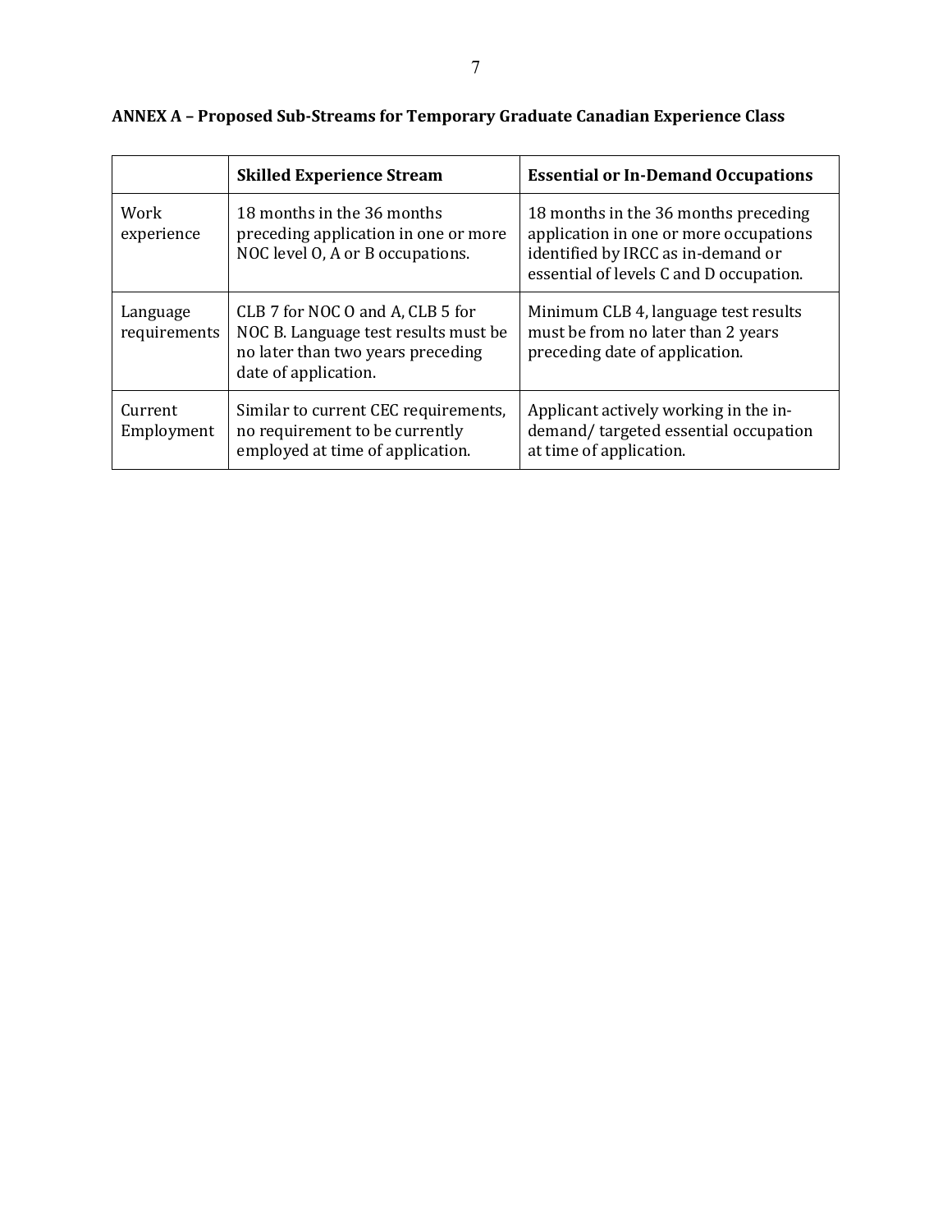**ANNEX A – Proposed Sub-Streams for Temporary Graduate Canadian Experience Class**

| | Skilled Experience Stream | Essential or In-Demand Occupations |
|---|---|---|
| Work experience | 18 months in the 36 months preceding application in one or more NOC level O, A or B occupations. | 18 months in the 36 months preceding application in one or more occupations identified by IRCC as in-demand or essential of levels C and D occupation. |
| Language requirements | CLB 7 for NOC O and A, CLB 5 for NOC B. Language test results must be no later than two years preceding date of application. | Minimum CLB 4, language test results must be from no later than 2 years preceding date of application. |
| Current Employment | Similar to current CEC requirements, no requirement to be currently employed at time of application. | Applicant actively working in the in-demand/ targeted essential occupation at time of application. |